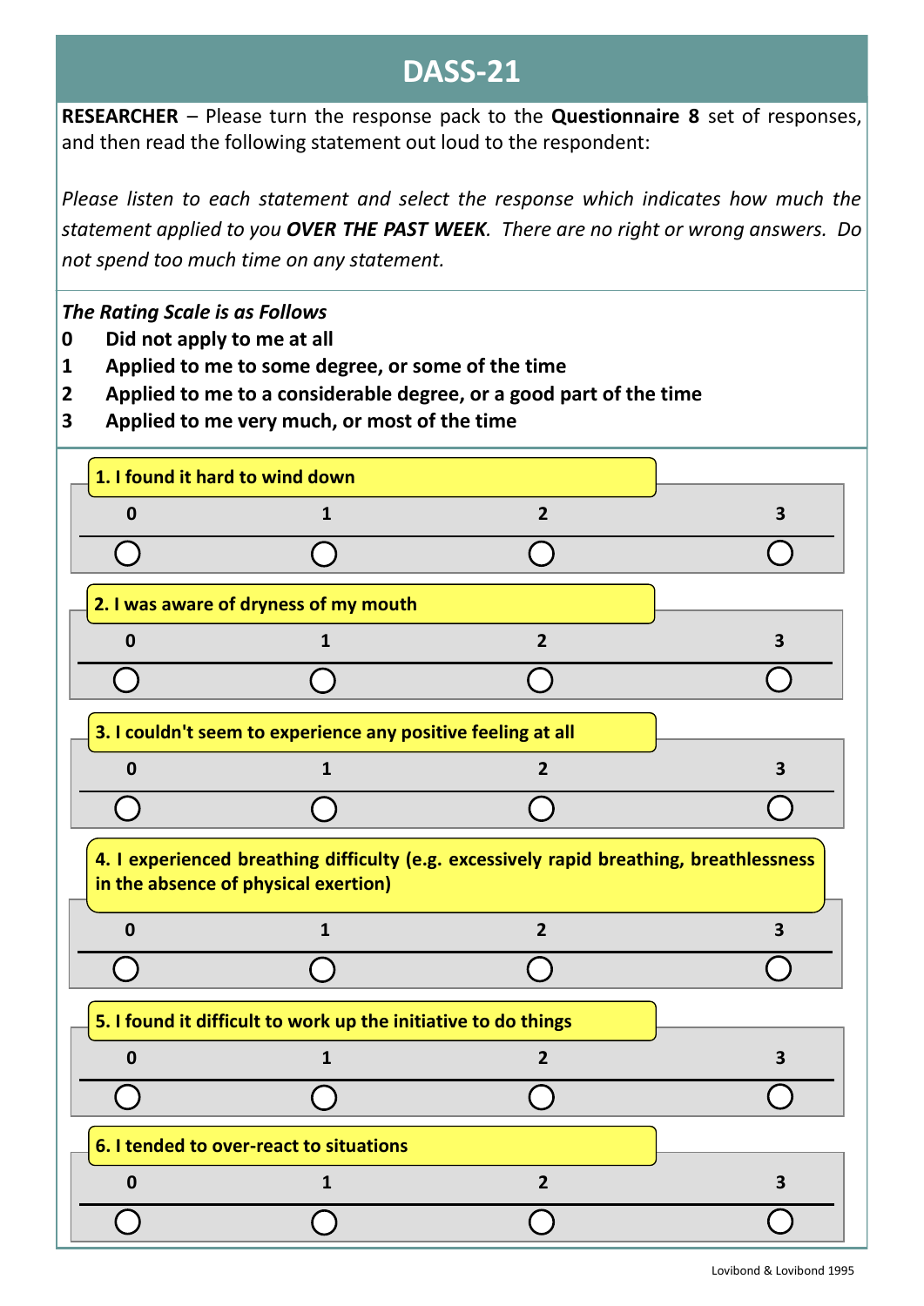# DASS-21

**RESEARCHER** – Please turn the response pack to the **Questionnaire 8** set of responses, and then read the following statement out loud to the respondent:

*Please listen to each statement and select the response which indicates how much the statement applied to you **OVER THE PAST WEEK**. There are no right or wrong answers. Do not spend too much time on any statement.*

***The Rating Scale is as Follows***

**0 Did not apply to me at all**

**1 Applied to me to some degree, or some of the time**

**2 Applied to me to a considerable degree, or a good part of the time**

**3 Applied to me very much, or most of the time**

**1. I found it hard to wind down**

| 0 | 1 | 2 | 3 |
|---|---|---|---|
| ○ | ○ | ○ | ○ |

**2. I was aware of dryness of my mouth**

| 0 | 1 | 2 | 3 |
|---|---|---|---|
| ○ | ○ | ○ | ○ |

**3. I couldn't seem to experience any positive feeling at all**

| 0 | 1 | 2 | 3 |
|---|---|---|---|
| ○ | ○ | ○ | ○ |

**4. I experienced breathing difficulty (e.g. excessively rapid breathing, breathlessness in the absence of physical exertion)**

| 0 | 1 | 2 | 3 |
|---|---|---|---|
| ○ | ○ | ○ | ○ |

**5. I found it difficult to work up the initiative to do things**

| 0 | 1 | 2 | 3 |
|---|---|---|---|
| ○ | ○ | ○ | ○ |

**6. I tended to over-react to situations**

| 0 | 1 | 2 | 3 |
|---|---|---|---|
| ○ | ○ | ○ | ○ |

Lovibond & Lovibond 1995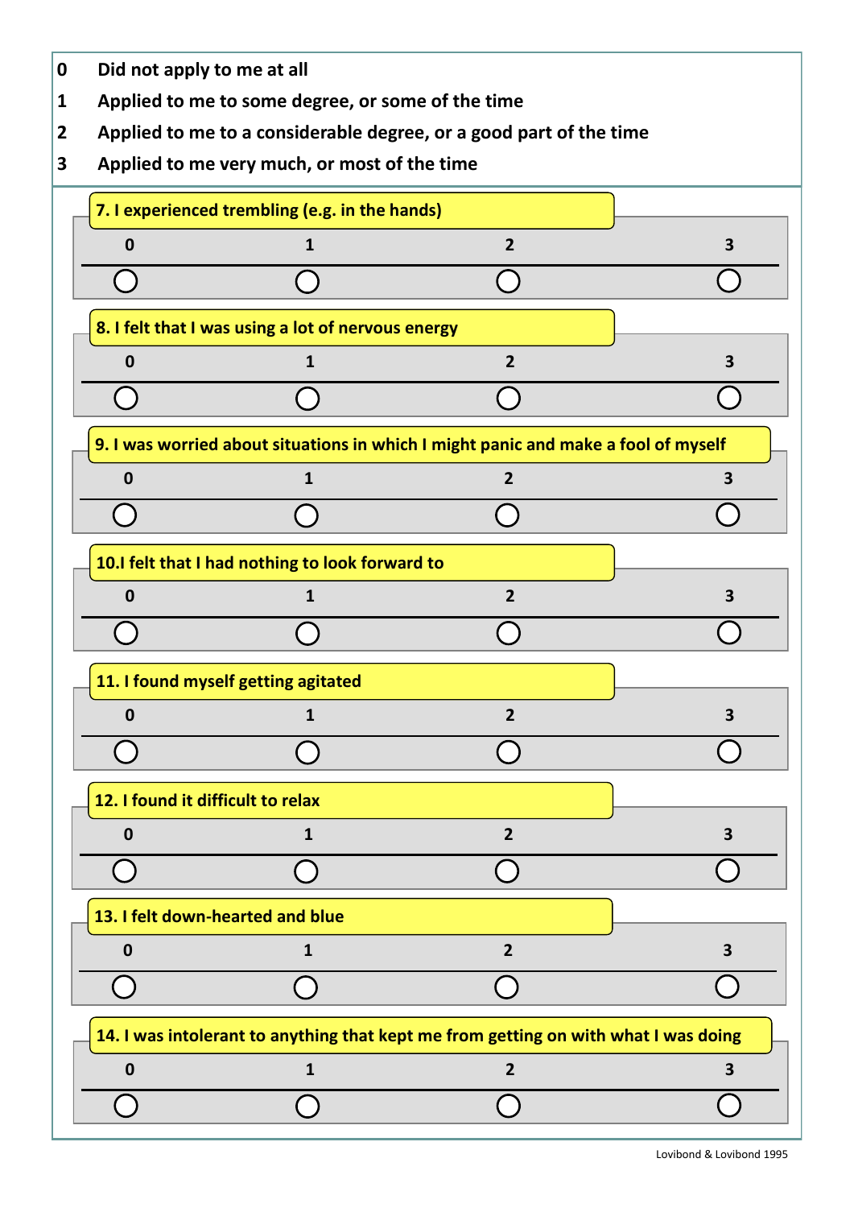**0** Did not apply to me at all

**1** Applied to me to some degree, or some of the time

**2** Applied to me to a considerable degree, or a good part of the time

**3** Applied to me very much, or most of the time

**7. I experienced trembling (e.g. in the hands)**

| 0 | 1 | 2 | 3 |
|---|---|---|---|
| ○ | ○ | ○ | ○ |

**8. I felt that I was using a lot of nervous energy**

| 0 | 1 | 2 | 3 |
|---|---|---|---|
| ○ | ○ | ○ | ○ |

**9. I was worried about situations in which I might panic and make a fool of myself**

| 0 | 1 | 2 | 3 |
|---|---|---|---|
| ○ | ○ | ○ | ○ |

**10.I felt that I had nothing to look forward to**

| 0 | 1 | 2 | 3 |
|---|---|---|---|
| ○ | ○ | ○ | ○ |

**11. I found myself getting agitated**

| 0 | 1 | 2 | 3 |
|---|---|---|---|
| ○ | ○ | ○ | ○ |

**12. I found it difficult to relax**

| 0 | 1 | 2 | 3 |
|---|---|---|---|
| ○ | ○ | ○ | ○ |

**13. I felt down-hearted and blue**

| 0 | 1 | 2 | 3 |
|---|---|---|---|
| ○ | ○ | ○ | ○ |

**14. I was intolerant to anything that kept me from getting on with what I was doing**

| 0 | 1 | 2 | 3 |
|---|---|---|---|
| ○ | ○ | ○ | ○ |

Lovibond & Lovibond 1995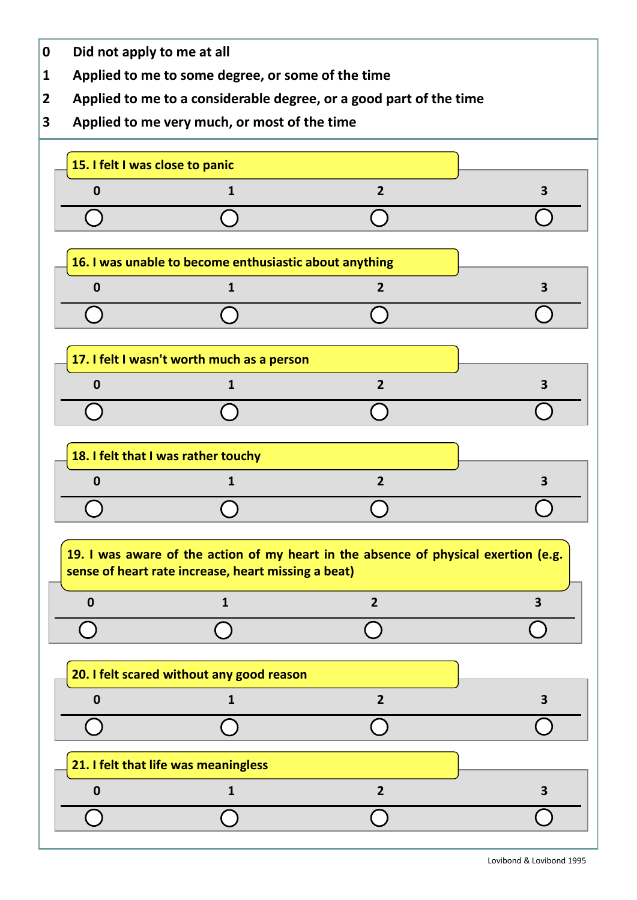**0** Did not apply to me at all

**1** Applied to me to some degree, or some of the time

**2** Applied to me to a considerable degree, or a good part of the time

**3** Applied to me very much, or most of the time

**15. I felt I was close to panic**

| 0 | 1 | 2 | 3 |
|---|---|---|---|
| ○ | ○ | ○ | ○ |

**16. I was unable to become enthusiastic about anything**

| 0 | 1 | 2 | 3 |
|---|---|---|---|
| ○ | ○ | ○ | ○ |

**17. I felt I wasn't worth much as a person**

| 0 | 1 | 2 | 3 |
|---|---|---|---|
| ○ | ○ | ○ | ○ |

**18. I felt that I was rather touchy**

| 0 | 1 | 2 | 3 |
|---|---|---|---|
| ○ | ○ | ○ | ○ |

**19. I was aware of the action of my heart in the absence of physical exertion (e.g. sense of heart rate increase, heart missing a beat)**

| 0 | 1 | 2 | 3 |
|---|---|---|---|
| ○ | ○ | ○ | ○ |

**20. I felt scared without any good reason**

| 0 | 1 | 2 | 3 |
|---|---|---|---|
| ○ | ○ | ○ | ○ |

**21. I felt that life was meaningless**

| 0 | 1 | 2 | 3 |
|---|---|---|---|
| ○ | ○ | ○ | ○ |

Lovibond & Lovibond 1995